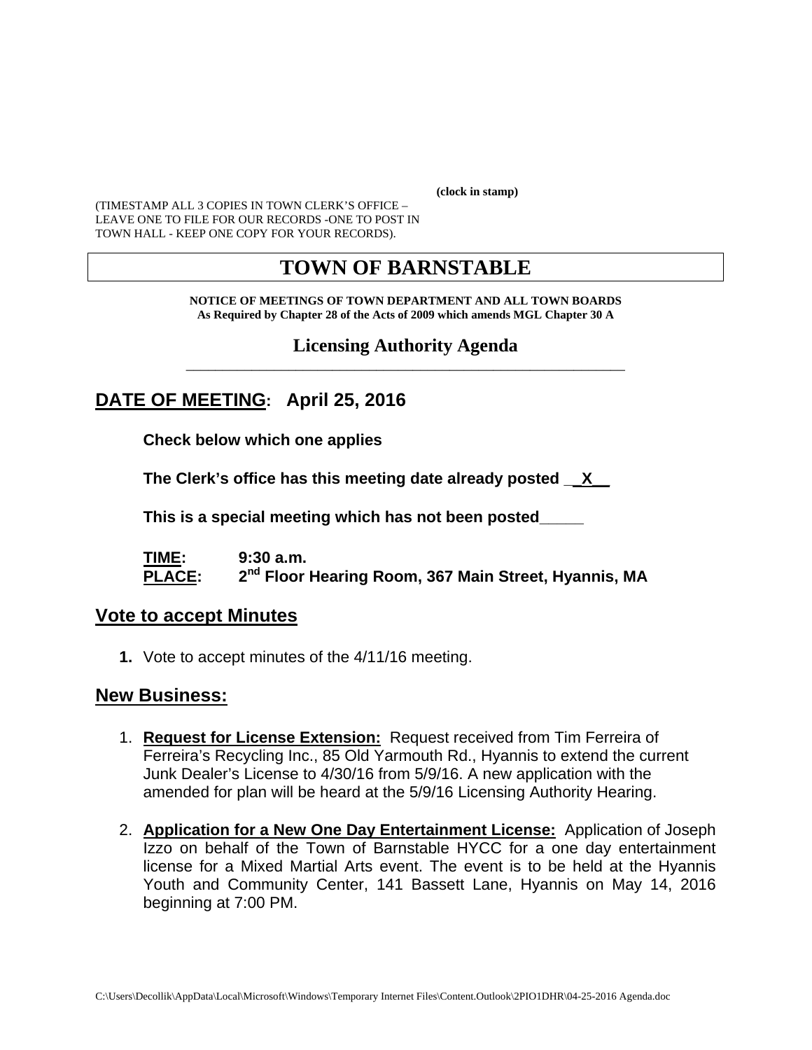(clock in stamp)

(TIMESTAMP ALL 3 COPIES IN TOWN CLERK'S OFFICE – LEAVE ONE TO FILE FOR OUR RECORDS -ONE TO POST IN TOWN HALL - KEEP ONE COPY FOR YOUR RECORDS).

# TOWN OF BARNSTABLE

**NOTICE OF MEETINGS OF TOWN DEPARTMENT AND ALL TOWN BOARDS**
**As Required by Chapter 28 of the Acts of 2009 which amends MGL Chapter 30 A**

## Licensing Authority Agenda

## DATE OF MEETING: April 25, 2016

**Check below which one applies**

**The Clerk's office has this meeting date already posted __X__**

**This is a special meeting which has not been posted_____**

**TIME:** 9:30 a.m.
**PLACE:** 2nd Floor Hearing Room, 367 Main Street, Hyannis, MA

## Vote to accept Minutes

1. Vote to accept minutes of the 4/11/16 meeting.

## New Business:

1. **Request for License Extension:** Request received from Tim Ferreira of Ferreira's Recycling Inc., 85 Old Yarmouth Rd., Hyannis to extend the current Junk Dealer's License to 4/30/16 from 5/9/16. A new application with the amended for plan will be heard at the 5/9/16 Licensing Authority Hearing.

2. **Application for a New One Day Entertainment License:** Application of Joseph Izzo on behalf of the Town of Barnstable HYCC for a one day entertainment license for a Mixed Martial Arts event. The event is to be held at the Hyannis Youth and Community Center, 141 Bassett Lane, Hyannis on May 14, 2016 beginning at 7:00 PM.

C:\Users\Decollik\AppData\Local\Microsoft\Windows\Temporary Internet Files\Content.Outlook\2PIO1DHR\04-25-2016 Agenda.doc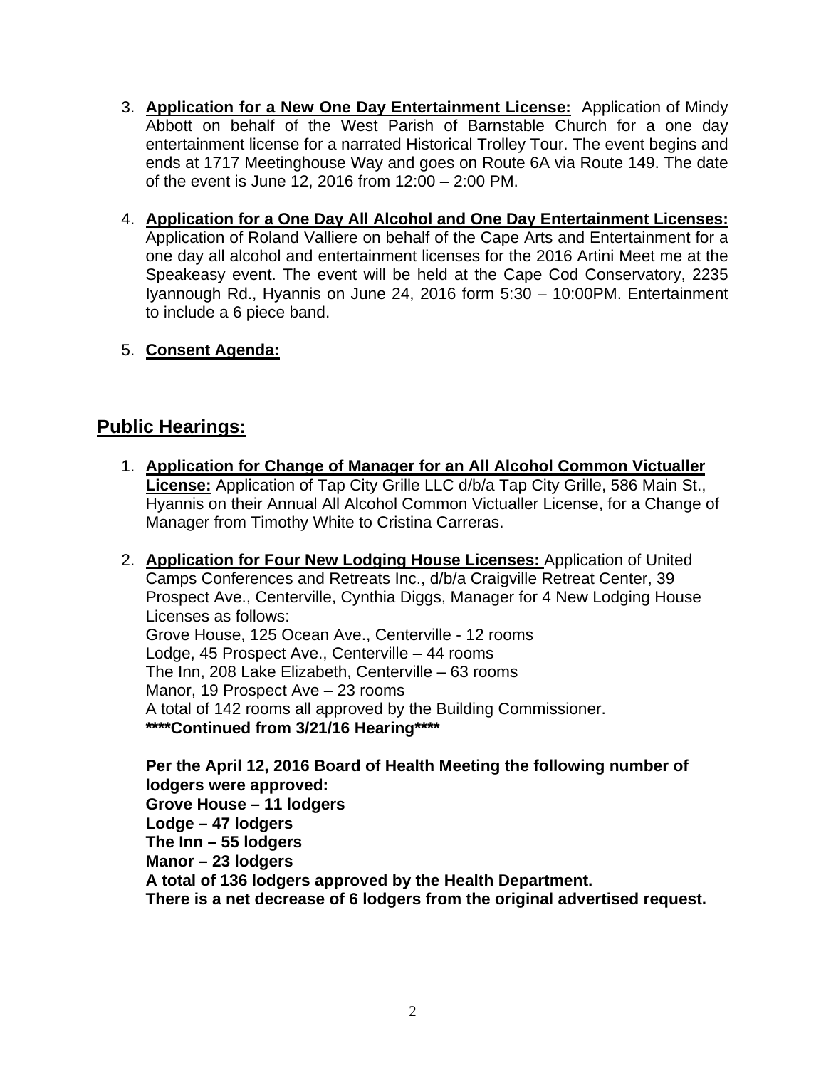3. **Application for a New One Day Entertainment License:** Application of Mindy Abbott on behalf of the West Parish of Barnstable Church for a one day entertainment license for a narrated Historical Trolley Tour. The event begins and ends at 1717 Meetinghouse Way and goes on Route 6A via Route 149. The date of the event is June 12, 2016 from 12:00 – 2:00 PM.

4. **Application for a One Day All Alcohol and One Day Entertainment Licenses:** Application of Roland Valliere on behalf of the Cape Arts and Entertainment for a one day all alcohol and entertainment licenses for the 2016 Artini Meet me at the Speakeasy event. The event will be held at the Cape Cod Conservatory, 2235 Iyannough Rd., Hyannis on June 24, 2016 form 5:30 – 10:00PM. Entertainment to include a 6 piece band.

5. **Consent Agenda:**

## Public Hearings:

1. **Application for Change of Manager for an All Alcohol Common Victualler License:** Application of Tap City Grille LLC d/b/a Tap City Grille, 586 Main St., Hyannis on their Annual All Alcohol Common Victualler License, for a Change of Manager from Timothy White to Cristina Carreras.

2. **Application for Four New Lodging House Licenses:** Application of United Camps Conferences and Retreats Inc., d/b/a Craigville Retreat Center, 39 Prospect Ave., Centerville, Cynthia Diggs, Manager for 4 New Lodging House Licenses as follows:
   Grove House, 125 Ocean Ave., Centerville - 12 rooms
   Lodge, 45 Prospect Ave., Centerville – 44 rooms
   The Inn, 208 Lake Elizabeth, Centerville – 63 rooms
   Manor, 19 Prospect Ave – 23 rooms
   A total of 142 rooms all approved by the Building Commissioner.
   **\*\*\*\*Continued from 3/21/16 Hearing\*\*\*\***

   **Per the April 12, 2016 Board of Health Meeting the following number of lodgers were approved:**
   **Grove House – 11 lodgers**
   **Lodge – 47 lodgers**
   **The Inn – 55 lodgers**
   **Manor – 23 lodgers**
   **A total of 136 lodgers approved by the Health Department.**
   **There is a net decrease of 6 lodgers from the original advertised request.**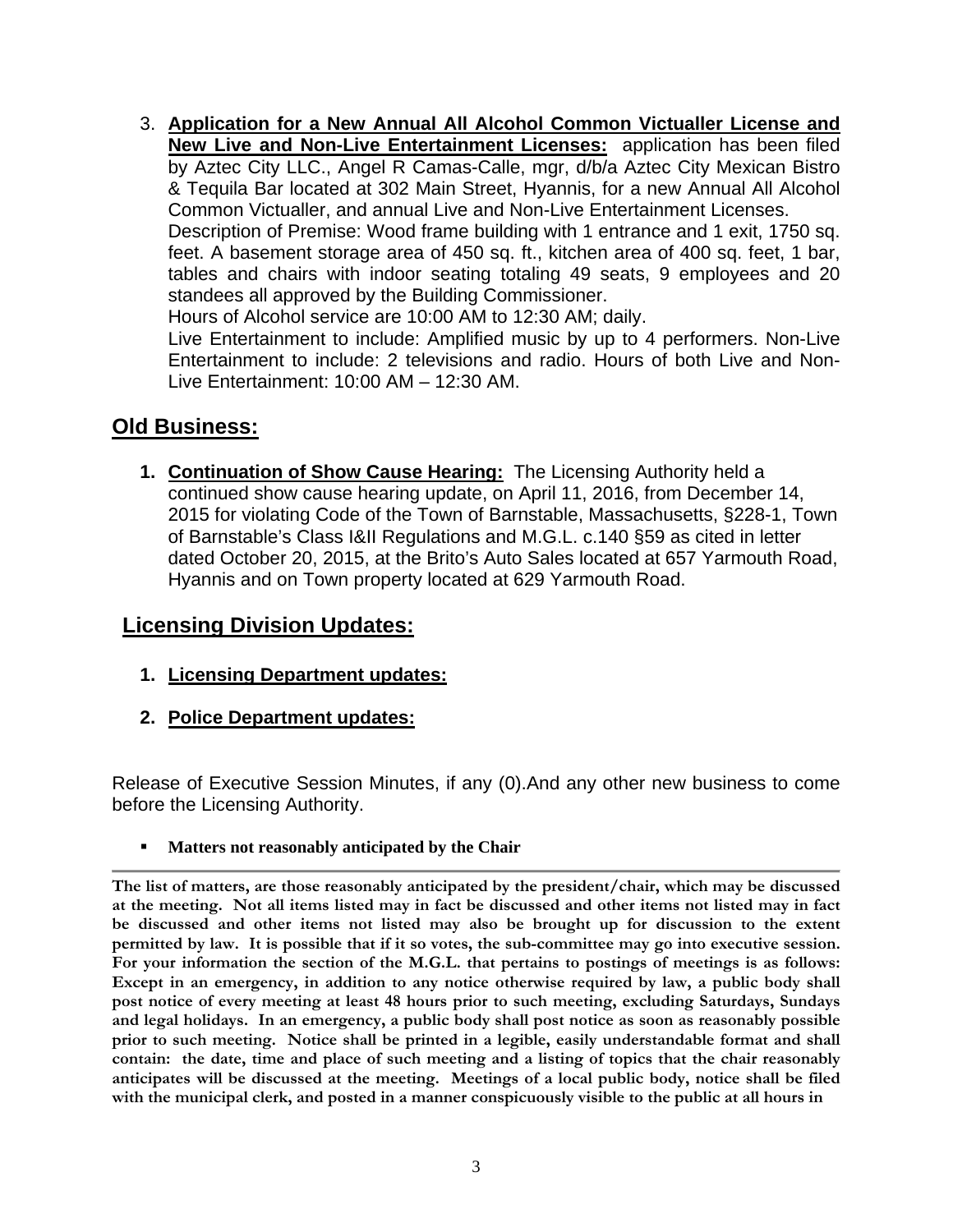3. **Application for a New Annual All Alcohol Common Victualler License and New Live and Non-Live Entertainment Licenses:** application has been filed by Aztec City LLC., Angel R Camas-Calle, mgr, d/b/a Aztec City Mexican Bistro & Tequila Bar located at 302 Main Street, Hyannis, for a new Annual All Alcohol Common Victualler, and annual Live and Non-Live Entertainment Licenses.
   Description of Premise: Wood frame building with 1 entrance and 1 exit, 1750 sq. feet. A basement storage area of 450 sq. ft., kitchen area of 400 sq. feet, 1 bar, tables and chairs with indoor seating totaling 49 seats, 9 employees and 20 standees all approved by the Building Commissioner.
   Hours of Alcohol service are 10:00 AM to 12:30 AM; daily.
   Live Entertainment to include: Amplified music by up to 4 performers. Non-Live Entertainment to include: 2 televisions and radio. Hours of both Live and Non-Live Entertainment: 10:00 AM – 12:30 AM.

## Old Business:

1. **Continuation of Show Cause Hearing:** The Licensing Authority held a continued show cause hearing update, on April 11, 2016, from December 14, 2015 for violating Code of the Town of Barnstable, Massachusetts, §228-1, Town of Barnstable's Class I&II Regulations and M.G.L. c.140 §59 as cited in letter dated October 20, 2015, at the Brito's Auto Sales located at 657 Yarmouth Road, Hyannis and on Town property located at 629 Yarmouth Road.

## Licensing Division Updates:

1. **Licensing Department updates:**
2. **Police Department updates:**

Release of Executive Session Minutes, if any (0).And any other new business to come before the Licensing Authority.

- **Matters not reasonably anticipated by the Chair**

---

**The list of matters, are those reasonably anticipated by the president/chair, which may be discussed at the meeting. Not all items listed may in fact be discussed and other items not listed may in fact be discussed and other items not listed may also be brought up for discussion to the extent permitted by law. It is possible that if it so votes, the sub-committee may go into executive session. For your information the section of the M.G.L. that pertains to postings of meetings is as follows: Except in an emergency, in addition to any notice otherwise required by law, a public body shall post notice of every meeting at least 48 hours prior to such meeting, excluding Saturdays, Sundays and legal holidays. In an emergency, a public body shall post notice as soon as reasonably possible prior to such meeting. Notice shall be printed in a legible, easily understandable format and shall contain: the date, time and place of such meeting and a listing of topics that the chair reasonably anticipates will be discussed at the meeting. Meetings of a local public body, notice shall be filed with the municipal clerk, and posted in a manner conspicuously visible to the public at all hours in**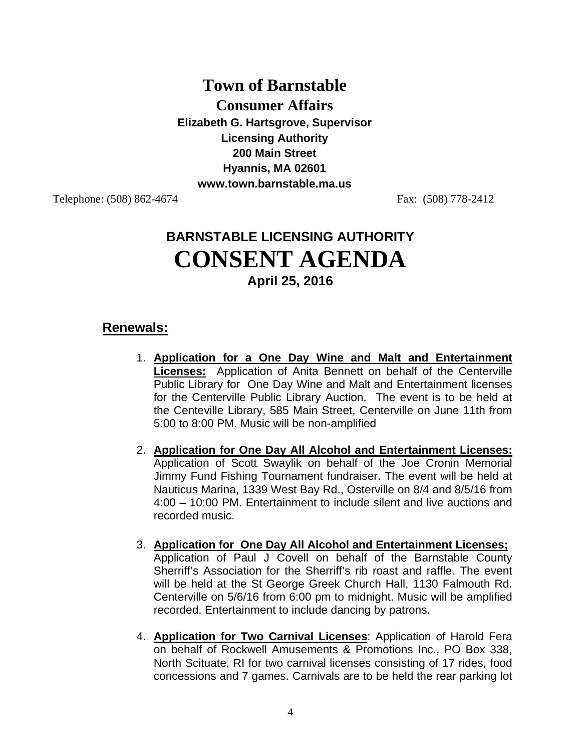# Town of Barnstable

## Consumer Affairs

**Elizabeth G. Hartsgrove, Supervisor**
**Licensing Authority**
**200 Main Street**
**Hyannis, MA 02601**
**www.town.barnstable.ma.us**

Telephone: (508) 862-4674 Fax: (508) 778-2412

# BARNSTABLE LICENSING AUTHORITY

# CONSENT AGENDA

**April 25, 2016**

## Renewals:

1. **Application for a One Day Wine and Malt and Entertainment Licenses:** Application of Anita Bennett on behalf of the Centerville Public Library for One Day Wine and Malt and Entertainment licenses for the Centerville Public Library Auction. The event is to be held at the Centeville Library, 585 Main Street, Centerville on June 11th from 5:00 to 8:00 PM. Music will be non-amplified

2. **Application for One Day All Alcohol and Entertainment Licenses:** Application of Scott Swaylik on behalf of the Joe Cronin Memorial Jimmy Fund Fishing Tournament fundraiser. The event will be held at Nauticus Marina, 1339 West Bay Rd., Osterville on 8/4 and 8/5/16 from 4:00 – 10:00 PM. Entertainment to include silent and live auctions and recorded music.

3. **Application for One Day All Alcohol and Entertainment Licenses;** Application of Paul J Covell on behalf of the Barnstable County Sherriff's Association for the Sherriff's rib roast and raffle. The event will be held at the St George Greek Church Hall, 1130 Falmouth Rd. Centerville on 5/6/16 from 6:00 pm to midnight. Music will be amplified recorded. Entertainment to include dancing by patrons.

4. **Application for Two Carnival Licenses**: Application of Harold Fera on behalf of Rockwell Amusements & Promotions Inc., PO Box 338, North Scituate, RI for two carnival licenses consisting of 17 rides, food concessions and 7 games. Carnivals are to be held the rear parking lot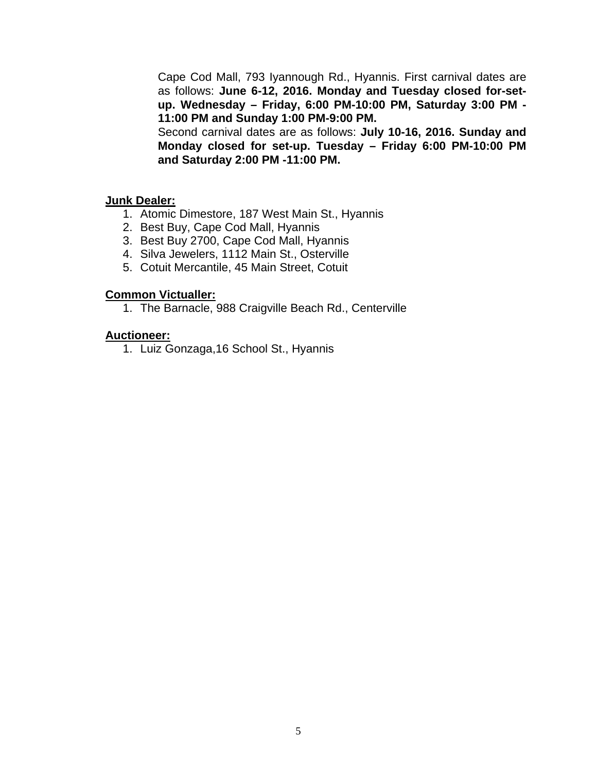Cape Cod Mall, 793 Iyannough Rd., Hyannis. First carnival dates are as follows: **June 6-12, 2016. Monday and Tuesday closed for-set-up. Wednesday – Friday, 6:00 PM-10:00 PM, Saturday 3:00 PM - 11:00 PM and Sunday 1:00 PM-9:00 PM.**
Second carnival dates are as follows: **July 10-16, 2016. Sunday and Monday closed for set-up. Tuesday – Friday 6:00 PM-10:00 PM and Saturday 2:00 PM -11:00 PM.**

**Junk Dealer:**

1. Atomic Dimestore, 187 West Main St., Hyannis
2. Best Buy, Cape Cod Mall, Hyannis
3. Best Buy 2700, Cape Cod Mall, Hyannis
4. Silva Jewelers, 1112 Main St., Osterville
5. Cotuit Mercantile, 45 Main Street, Cotuit

**Common Victualler:**

1. The Barnacle, 988 Craigville Beach Rd., Centerville

**Auctioneer:**

1. Luiz Gonzaga,16 School St., Hyannis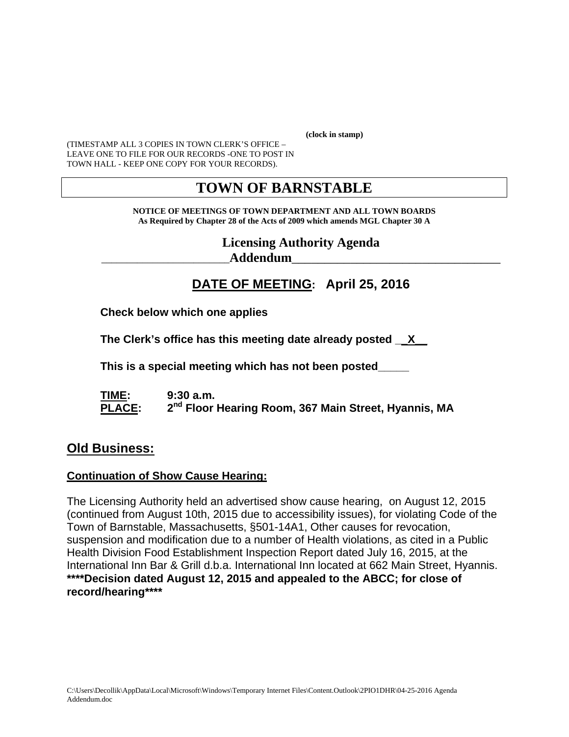(clock in stamp)

(TIMESTAMP ALL 3 COPIES IN TOWN CLERK'S OFFICE – LEAVE ONE TO FILE FOR OUR RECORDS -ONE TO POST IN TOWN HALL - KEEP ONE COPY FOR YOUR RECORDS).

# TOWN OF BARNSTABLE

**NOTICE OF MEETINGS OF TOWN DEPARTMENT AND ALL TOWN BOARDS**
**As Required by Chapter 28 of the Acts of 2009 which amends MGL Chapter 30 A**

**Licensing Authority Agenda**
**Addendum**

## DATE OF MEETING: April 25, 2016

**Check below which one applies**

**The Clerk's office has this meeting date already posted \_\_X\_\_**

**This is a special meeting which has not been posted\_\_\_\_\_**

**TIME:** 9:30 a.m.
**PLACE:** 2nd Floor Hearing Room, 367 Main Street, Hyannis, MA

## Old Business:

### Continuation of Show Cause Hearing:

The Licensing Authority held an advertised show cause hearing, on August 12, 2015 (continued from August 10th, 2015 due to accessibility issues), for violating Code of the Town of Barnstable, Massachusetts, §501-14A1, Other causes for revocation, suspension and modification due to a number of Health violations, as cited in a Public Health Division Food Establishment Inspection Report dated July 16, 2015, at the International Inn Bar & Grill d.b.a. International Inn located at 662 Main Street, Hyannis. **\*\*\*\*Decision dated August 12, 2015 and appealed to the ABCC; for close of record/hearing\*\*\*\***

C:\Users\Decollik\AppData\Local\Microsoft\Windows\Temporary Internet Files\Content.Outlook\2PIO1DHR\04-25-2016 Agenda Addendum.doc